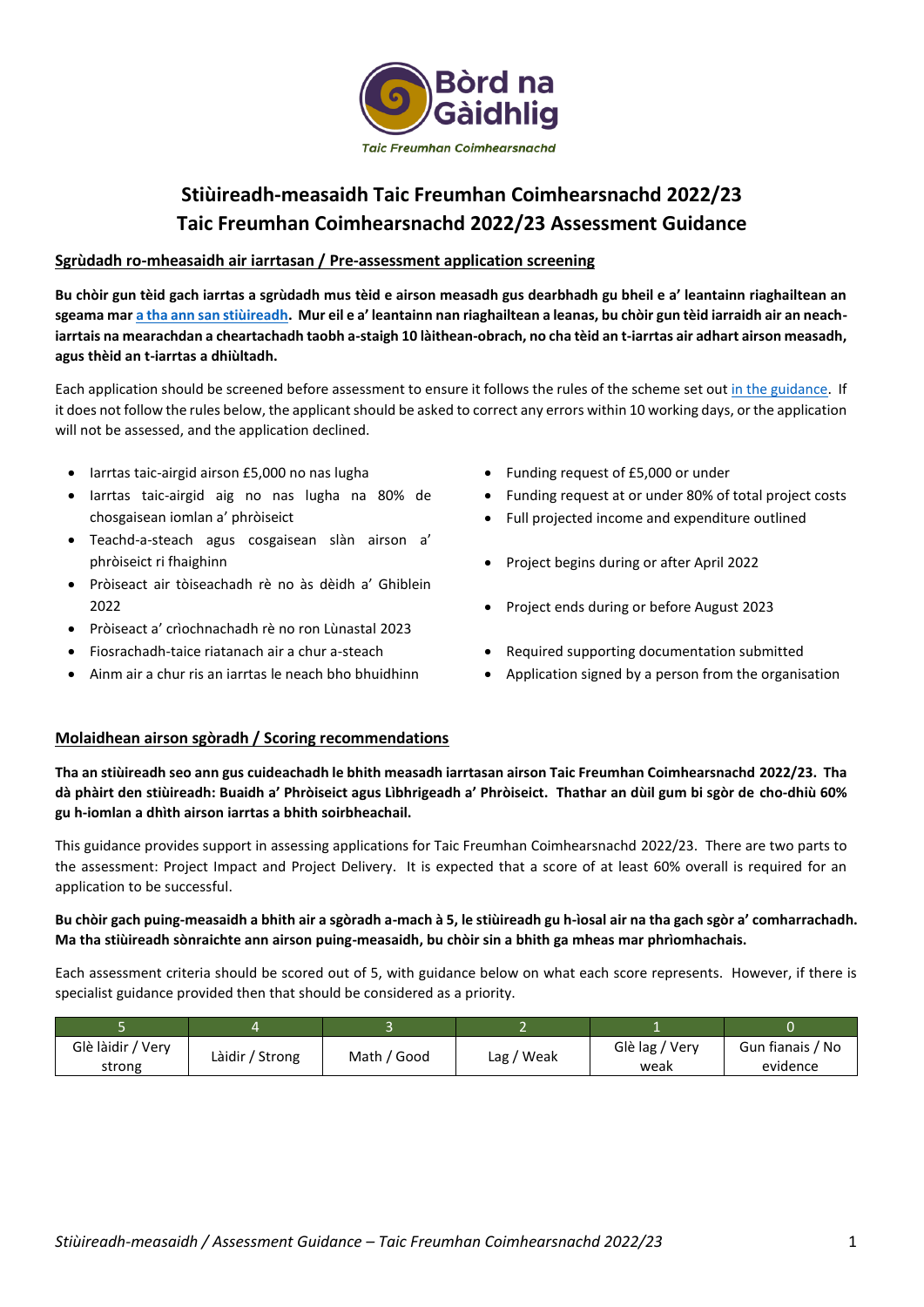Bòrd na Gàidhlig

*Taic Freumhan Coimhearsnachd*

# Stiùireadh-measaidh Taic Freumhan Coimhearsnachd 2022/23
# Taic Freumhan Coimhearsnachd 2022/23 Assessment Guidance

## Sgrùdadh ro-mheasaidh air iarrtasan / Pre-assessment application screening

**Bu chòir gun tèid gach iarrtas a sgrùdadh mus tèid e airson measadh gus dearbhadh gu bheil e a' leantainn riaghailtean an sgeama mar a tha ann san stiùireadh. Mur eil e a' leantainn nan riaghailtean a leanas, bu chòir gun tèid iarraidh air an neach-iarrtais na mearachdan a cheartachadh taobh a-staigh 10 làithean-obrach, no cha tèid an t-iarrtas air adhart airson measadh, agus thèid an t-iarrtas a dhiùltadh.**

Each application should be screened before assessment to ensure it follows the rules of the scheme set out in the guidance. If it does not follow the rules below, the applicant should be asked to correct any errors within 10 working days, or the application will not be assessed, and the application declined.

- Iarrtas taic-airgid airson £5,000 no nas lugha
- Iarrtas taic-airgid aig no nas lugha na 80% de chosgaisean iomlan a' phròiseict
- Teachd-a-steach agus cosgaisean slàn airson a' phròiseict ri fhaighinn
- Pròiseact air tòiseachadh rè no às dèidh a' Ghiblein 2022
- Pròiseact a' crìochnachadh rè no ron Lùnastal 2023
- Fiosrachadh-taice riatanach air a chur a-steach
- Ainm air a chur ris an iarrtas le neach bho bhuidhinn

- Funding request of £5,000 or under
- Funding request at or under 80% of total project costs
- Full projected income and expenditure outlined
- Project begins during or after April 2022
- Project ends during or before August 2023
- Required supporting documentation submitted
- Application signed by a person from the organisation

## Molaidhean airson sgòradh / Scoring recommendations

**Tha an stiùireadh seo ann gus cuideachadh le bhith measadh iarrtasan airson Taic Freumhan Coimhearsnachd 2022/23. Tha dà phàirt den stiùireadh: Buaidh a' Phròiseict agus Lìbhrigeadh a' Phròiseict. Thathar an dùil gum bi sgòr de cho-dhiù 60% gu h-iomlan a dhìth airson iarrtas a bhith soirbheachail.**

This guidance provides support in assessing applications for Taic Freumhan Coimhearsnachd 2022/23. There are two parts to the assessment: Project Impact and Project Delivery. It is expected that a score of at least 60% overall is required for an application to be successful.

**Bu chòir gach puing-measaidh a bhith air a sgòradh a-mach à 5, le stiùireadh gu h-ìosal air na tha gach sgòr a' comharrachadh. Ma tha stiùireadh sònraichte ann airson puing-measaidh, bu chòir sin a bhith ga mheas mar phrìomhachais.**

Each assessment criteria should be scored out of 5, with guidance below on what each score represents. However, if there is specialist guidance provided then that should be considered as a priority.

| 5 | 4 | 3 | 2 | 1 | 0 |
|---|---|---|---|---|---|
| Glè làidir / Very strong | Làidir / Strong | Math / Good | Lag / Weak | Glè lag / Very weak | Gun fianais / No evidence |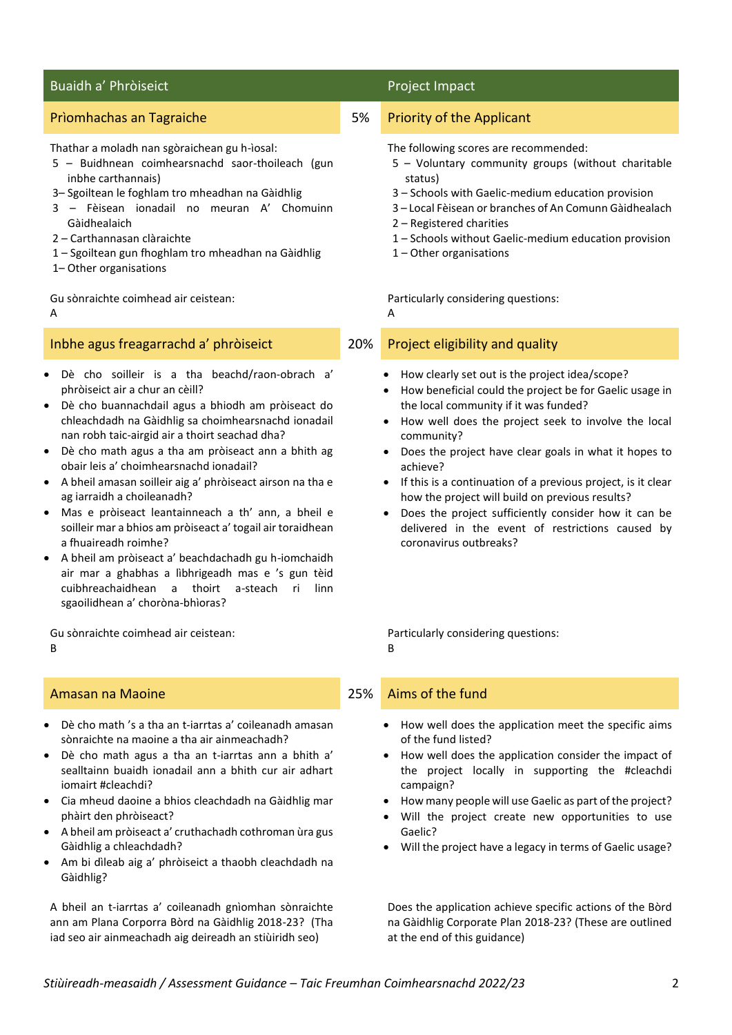## Buaidh a' Phròiseict

### Prìomhachas an Tagraiche — 5%

Thathar a moladh nan sgòraichean gu h-ìosal:

- 5 – Buidhnean coimhearsnachd saor-thoileach (gun inbhe carthannais)
- 3– Sgoiltean le foghlam tro mheadhan na Gàidhlig
- 3 – Fèisean ionadail no meuran A' Chomuinn Gàidhealaich
- 2 – Carthannasan clàraichte
- 1 – Sgoiltean gun fhoghlam tro mheadhan na Gàidhlig
- 1– Other organisations

Gu sònraichte coimhead air ceistean:
A

### Inbhe agus freagarrachd a' phròiseict — 20%

- Dè cho soilleir is a tha beachd/raon-obrach a' phròiseict air a chur an cèill?
- Dè cho buannachdail agus a bhiodh am pròiseact do chleachdadh na Gàidhlig sa choimhearsnachd ionadail nan robh taic-airgid air a thoirt seachad dha?
- Dè cho math agus a tha am pròiseact ann a bhith ag obair leis a' choimhearsnachd ionadail?
- A bheil amasan soilleir aig a' phròiseact airson na tha e ag iarraidh a choileanadh?
- Mas e pròiseact leantainneach a th' ann, a bheil e soilleir mar a bhios am pròiseact a' togail air toraidhean a fhuaireadh roimhe?
- A bheil am pròiseact a' beachdachadh gu h-iomchaidh air mar a ghabhas a lìbhrigeadh mas e 's gun tèid cuibhreachaidhean a thoirt a-steach ri linn sgaoilidhean a' choròna-bhìoras?

Gu sònraichte coimhead air ceistean:
B

### Amasan na Maoine — 25%

- Dè cho math 's a tha an t-iarrtas a' coileanadh amasan sònraichte na maoine a tha air ainmeachadh?
- Dè cho math agus a tha an t-iarrtas ann a bhith a' sealltainn buaidh ionadail ann a bhith cur air adhart iomairt #cleachdi?
- Cia mheud daoine a bhios cleachdadh na Gàidhlig mar phàirt den phròiseact?
- A bheil am pròiseact a' cruthachadh cothroman ùra gus Gàidhlig a chleachdadh?
- Am bi dìleab aig a' phròiseict a thaobh cleachdadh na Gàidhlig?

A bheil an t-iarrtas a' coileanadh gnìomhan sònraichte ann am Plana Corporra Bòrd na Gàidhlig 2018-23? (Tha iad seo air ainmeachadh aig deireadh an stiùiridh seo)

## Project Impact

### Priority of the Applicant — 5%

The following scores are recommended:

- 5 – Voluntary community groups (without charitable status)
- 3 – Schools with Gaelic-medium education provision
- 3 – Local Fèisean or branches of An Comunn Gàidhealach
- 2 – Registered charities
- 1 – Schools without Gaelic-medium education provision
- 1 – Other organisations

Particularly considering questions:
A

### Project eligibility and quality — 20%

- How clearly set out is the project idea/scope?
- How beneficial could the project be for Gaelic usage in the local community if it was funded?
- How well does the project seek to involve the local community?
- Does the project have clear goals in what it hopes to achieve?
- If this is a continuation of a previous project, is it clear how the project will build on previous results?
- Does the project sufficiently consider how it can be delivered in the event of restrictions caused by coronavirus outbreaks?

Particularly considering questions:
B

### Aims of the fund — 25%

- How well does the application meet the specific aims of the fund listed?
- How well does the application consider the impact of the project locally in supporting the #cleachdi campaign?
- How many people will use Gaelic as part of the project?
- Will the project create new opportunities to use Gaelic?
- Will the project have a legacy in terms of Gaelic usage?

Does the application achieve specific actions of the Bòrd na Gàidhlig Corporate Plan 2018-23? (These are outlined at the end of this guidance)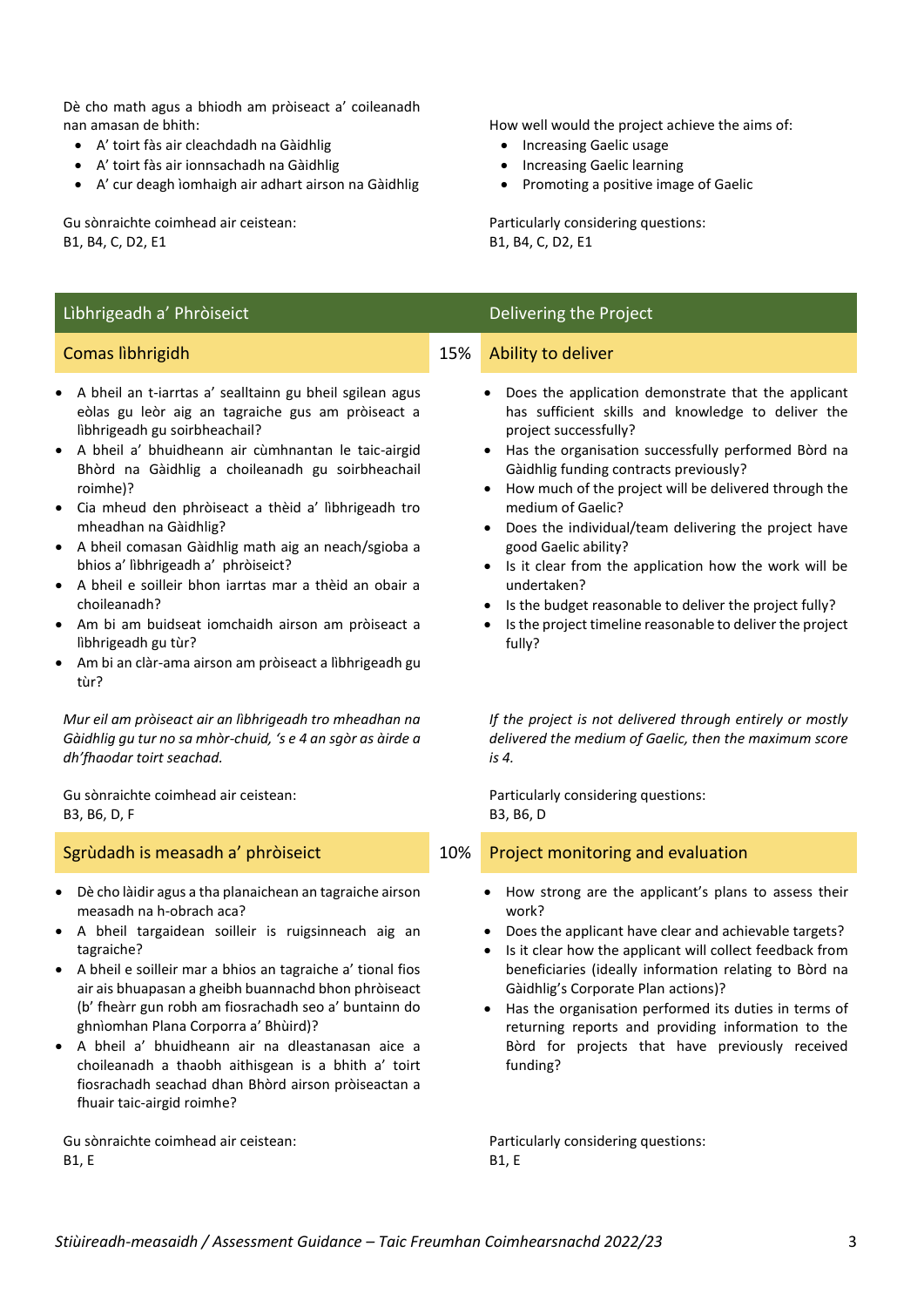Dè cho math agus a bhiodh am pròiseact a' coileanadh nan amasan de bhith:

- A' toirt fàs air cleachdadh na Gàidhlig
- A' toirt fàs air ionnsachadh na Gàidhlig
- A' cur deagh ìomhaigh air adhart airson na Gàidhlig

Gu sònraichte coimhead air ceistean:
B1, B4, C, D2, E1

How well would the project achieve the aims of:

- Increasing Gaelic usage
- Increasing Gaelic learning
- Promoting a positive image of Gaelic

Particularly considering questions:
B1, B4, C, D2, E1

## Lìbhrigeadh a' Phròiseict / Delivering the Project

### Comas lìbhrigidh — 15% — Ability to deliver

- A bheil an t-iarrtas a' sealltainn gu bheil sgilean agus eòlas gu leòr aig an tagraiche gus am pròiseact a lìbhrigeadh gu soirbheachail?
- A bheil a' bhuidheann air cùmhnantan le taic-airgid Bòrd na Gàidhlig a choileanadh gu soirbheachail roimhe)?
- Cia mheud den phròiseact a thèid a' lìbhrigeadh tro mheadhan na Gàidhlig?
- A bheil comasan Gàidhlig math aig an neach/sgioba a bhios a' lìbhrigeadh a' phròiseict?
- A bheil e soilleir bhon iarrtas mar a thèid an obair a choileanadh?
- Am bi am buidseat iomchaidh airson am pròiseact a lìbhrigeadh gu tùr?
- Am bi an clàr-ama airson am pròiseact a lìbhrigeadh gu tùr?

*Mur eil am pròiseact air an lìbhrigeadh tro mheadhan na Gàidhlig gu tur no sa mhòr-chuid, 's e 4 an sgòr as àirde a dh'fhaodar toirt seachad.*

Gu sònraichte coimhead air ceistean:
B3, B6, D, F

- Does the application demonstrate that the applicant has sufficient skills and knowledge to deliver the project successfully?
- Has the organisation successfully performed Bòrd na Gàidhlig funding contracts previously?
- How much of the project will be delivered through the medium of Gaelic?
- Does the individual/team delivering the project have good Gaelic ability?
- Is it clear from the application how the work will be undertaken?
- Is the budget reasonable to deliver the project fully?
- Is the project timeline reasonable to deliver the project fully?

*If the project is not delivered through entirely or mostly delivered the medium of Gaelic, then the maximum score is 4.*

Particularly considering questions:
B3, B6, D

### Sgrùdadh is measadh a' phròiseict — 10% — Project monitoring and evaluation

- Dè cho làidir agus a tha planaichean an tagraiche airson measadh na h-obrach aca?
- A bheil targaidean soilleir is ruigsinneach aig an tagraiche?
- A bheil e soilleir mar a bhios an tagraiche a' tional fios air ais bhuapasan a gheibh buannachd bhon phròiseact (b' fheàrr gun robh am fiosrachadh seo a' buntainn do ghnìomhan Plana Corporra a' Bhùird)?
- A bheil a' bhuidheann air na dleastanasan aice a choileanadh a thaobh aithisgean is a bhith a' toirt fiosrachadh seachad dhan Bhòrd airson pròiseactan a fhuair taic-airgid roimhe?

Gu sònraichte coimhead air ceistean:
B1, E

- How strong are the applicant's plans to assess their work?
- Does the applicant have clear and achievable targets?
- Is it clear how the applicant will collect feedback from beneficiaries (ideally information relating to Bòrd na Gàidhlig's Corporate Plan actions)?
- Has the organisation performed its duties in terms of returning reports and providing information to the Bòrd for projects that have previously received funding?

Particularly considering questions:
B1, E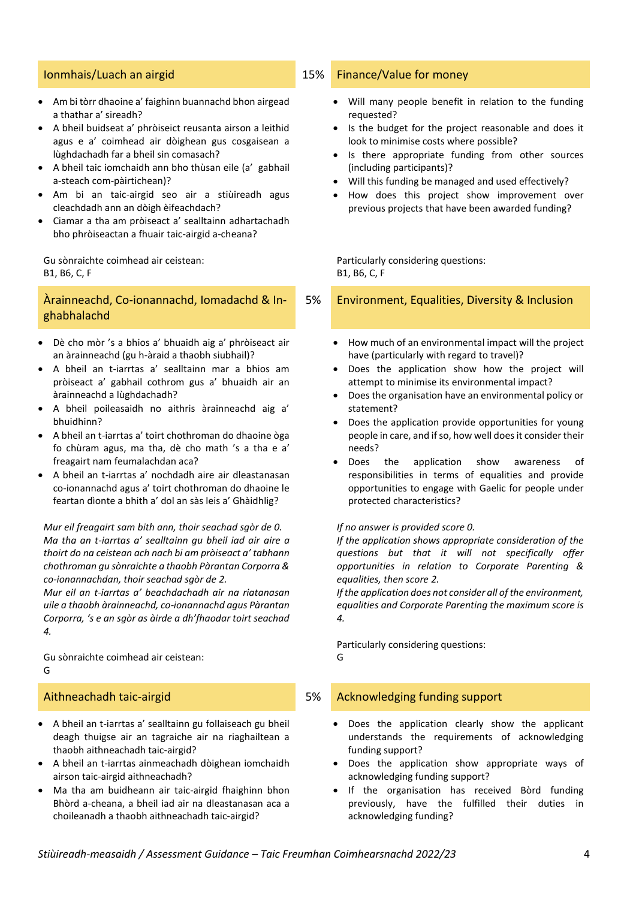## Ionmhais/Luach an airgid

15%

## Finance/Value for money

- Am bi tòrr dhaoine a' faighinn buannachd bhon airgead a thathar a' sireadh?
- A bheil buidseat a' phròiseict reusanta airson a leithid agus e a' coimhead air dòighean gus cosgaisean a lùghdachadh far a bheil sin comasach?
- A bheil taic iomchaidh ann bho thùsan eile (a' gabhail a-steach com-pàirtichean)?
- Am bi an taic-airgid seo air a stiùireadh agus cleachdadh ann an dòigh èifeachdach?
- Ciamar a tha am pròiseact a' sealltainn adhartachadh bho phròiseactan a fhuair taic-airgid a-cheana?

Gu sònraichte coimhead air ceistean:
B1, B6, C, F

- Will many people benefit in relation to the funding requested?
- Is the budget for the project reasonable and does it look to minimise costs where possible?
- Is there appropriate funding from other sources (including participants)?
- Will this funding be managed and used effectively?
- How does this project show improvement over previous projects that have been awarded funding?

Particularly considering questions:
B1, B6, C, F

## Àrainneachd, Co-ionannachd, Iomadachd & In-ghabhalachd

5%

## Environment, Equalities, Diversity & Inclusion

- Dè cho mòr 's a bhios a' bhuaidh aig a' phròiseact air an àrainneachd (gu h-àraid a thaobh siubhail)?
- A bheil an t-iarrtas a' sealltainn mar a bhios am pròiseact a' gabhail cothrom gus a' bhuaidh air an àrainneachd a lùghdachadh?
- A bheil poileasaidh no aithris àrainneachd aig a' bhuidhinn?
- A bheil an t-iarrtas a' toirt chothroman do dhaoine òga fo chùram agus, ma tha, dè cho math 's a tha e a' freagairt nam feumalachdan aca?
- A bheil an t-iarrtas a' nochdadh aire air dleastanasan co-ionannachd agus a' toirt chothroman do dhaoine le feartan dìonte a bhith a' dol an sàs leis a' Ghàidhlig?

*Mur eil freagairt sam bith ann, thoir seachad sgòr de 0.*
*Ma tha an t-iarrtas a' sealltainn gu bheil iad air aire a thoirt do na ceistean ach nach bi am pròiseact a' tabhann chothroman gu sònraichte a thaobh Pàrantan Corporra & co-ionannachdan, thoir seachad sgòr de 2.*
*Mur eil an t-iarrtas a' beachdachadh air na riatanasan uile a thaobh àrainneachd, co-ionannachd agus Pàrantan Corporra, 's e an sgòr as àirde a dh'fhaodar toirt seachad 4.*

Gu sònraichte coimhead air ceistean:
G

- How much of an environmental impact will the project have (particularly with regard to travel)?
- Does the application show how the project will attempt to minimise its environmental impact?
- Does the organisation have an environmental policy or statement?
- Does the application provide opportunities for young people in care, and if so, how well does it consider their needs?
- Does the application show awareness of responsibilities in terms of equalities and provide opportunities to engage with Gaelic for people under protected characteristics?

*If no answer is provided score 0.*
*If the application shows appropriate consideration of the questions but that it will not specifically offer opportunities in relation to Corporate Parenting & equalities, then score 2.*
*If the application does not consider all of the environment, equalities and Corporate Parenting the maximum score is 4.*

Particularly considering questions:
G

## Aithneachadh taic-airgid

5%

## Acknowledging funding support

- A bheil an t-iarrtas a' sealltainn gu follaiseach gu bheil deagh thuigse air an tagraiche air na riaghailtean a thaobh aithneachadh taic-airgid?
- A bheil an t-iarrtas ainmeachadh dòighean iomchaidh airson taic-airgid aithneachadh?
- Ma tha am buidheann air taic-airgid fhaighinn bhon Bhòrd a-cheana, a bheil iad air na dleastanasan aca a choileanadh a thaobh aithneachadh taic-airgid?

- Does the application clearly show the applicant understands the requirements of acknowledging funding support?
- Does the application show appropriate ways of acknowledging funding support?
- If the organisation has received Bòrd funding previously, have the fulfilled their duties in acknowledging funding?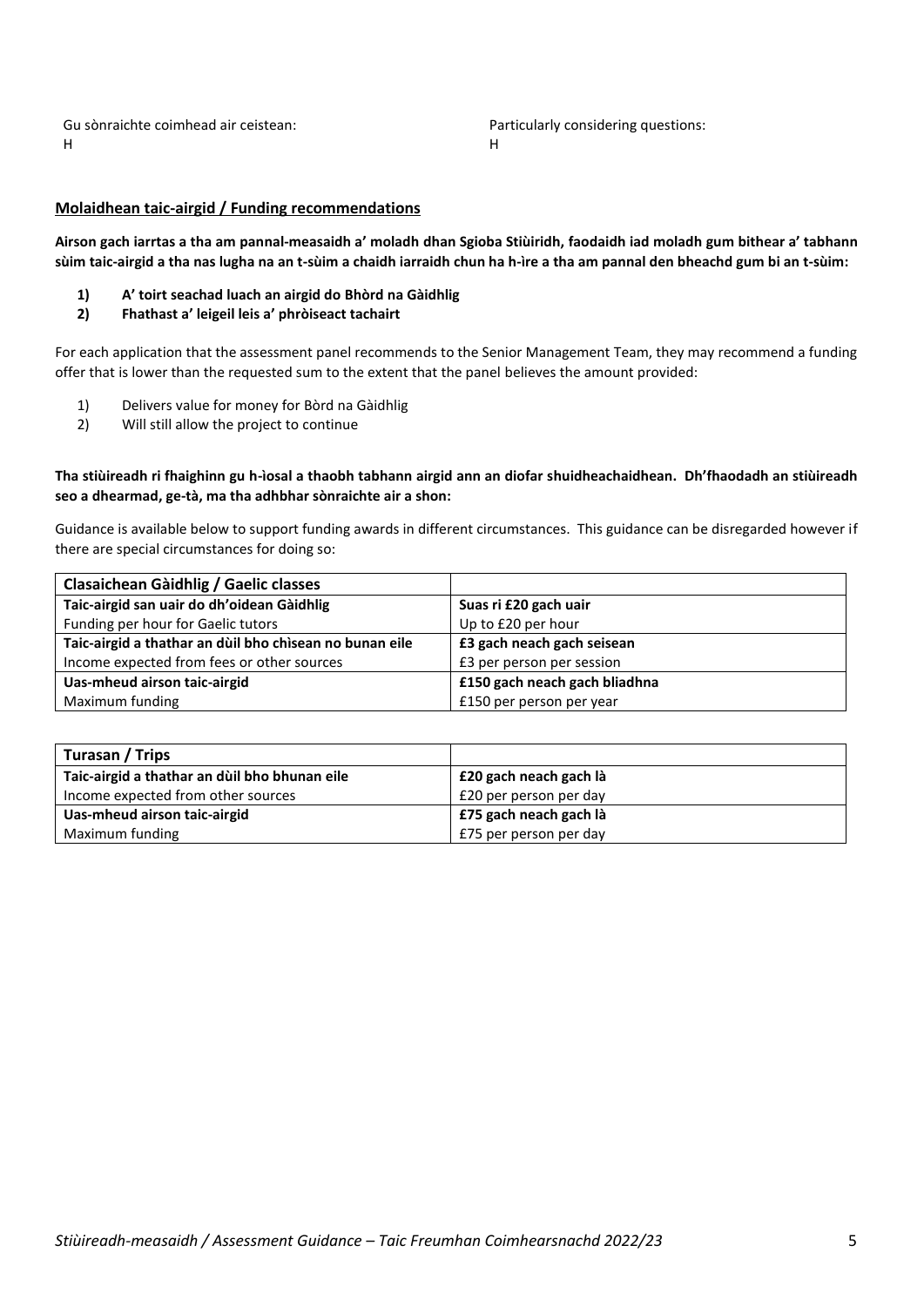Gu sònraichte coimhead air ceistean:
H

Particularly considering questions:
H

## Molaidhean taic-airgid / Funding recommendations

**Airson gach iarrtas a tha am pannal-measaidh a' moladh dhan Sgioba Stiùiridh, faodaidh iad moladh gum bithear a' tabhann sùim taic-airgid a tha nas lugha na an t-sùim a chaidh iarraidh chun ha h-ìre a tha am pannal den bheachd gum bi an t-sùim:**

1) **A' toirt seachad luach an airgid do Bhòrd na Gàidhlig**
2) **Fhathast a' leigeil leis a' phròiseact tachairt**

For each application that the assessment panel recommends to the Senior Management Team, they may recommend a funding offer that is lower than the requested sum to the extent that the panel believes the amount provided:

1) Delivers value for money for Bòrd na Gàidhlig
2) Will still allow the project to continue

**Tha stiùireadh ri fhaighinn gu h-ìosal a thaobh tabhann airgid ann an diofar shuidheachaidhean. Dh'fhaodadh an stiùireadh seo a dhearmad, ge-tà, ma tha adhbhar sònraichte air a shon:**

Guidance is available below to support funding awards in different circumstances. This guidance can be disregarded however if there are special circumstances for doing so:

| **Clasaichean Gàidhlig / Gaelic classes** | |
|---|---|
| **Taic-airgid san uair do dh'oidean Gàidhlig**<br>Funding per hour for Gaelic tutors | **Suas ri £20 gach uair**<br>Up to £20 per hour |
| **Taic-airgid a thathar an dùil bho chìsean no bunan eile**<br>Income expected from fees or other sources | **£3 gach neach gach seisean**<br>£3 per person per session |
| **Uas-mheud airson taic-airgid**<br>Maximum funding | **£150 gach neach gach bliadhna**<br>£150 per person per year |

| **Turasan / Trips** | |
|---|---|
| **Taic-airgid a thathar an dùil bho bhunan eile**<br>Income expected from other sources | **£20 gach neach gach là**<br>£20 per person per day |
| **Uas-mheud airson taic-airgid**<br>Maximum funding | **£75 gach neach gach là**<br>£75 per person per day |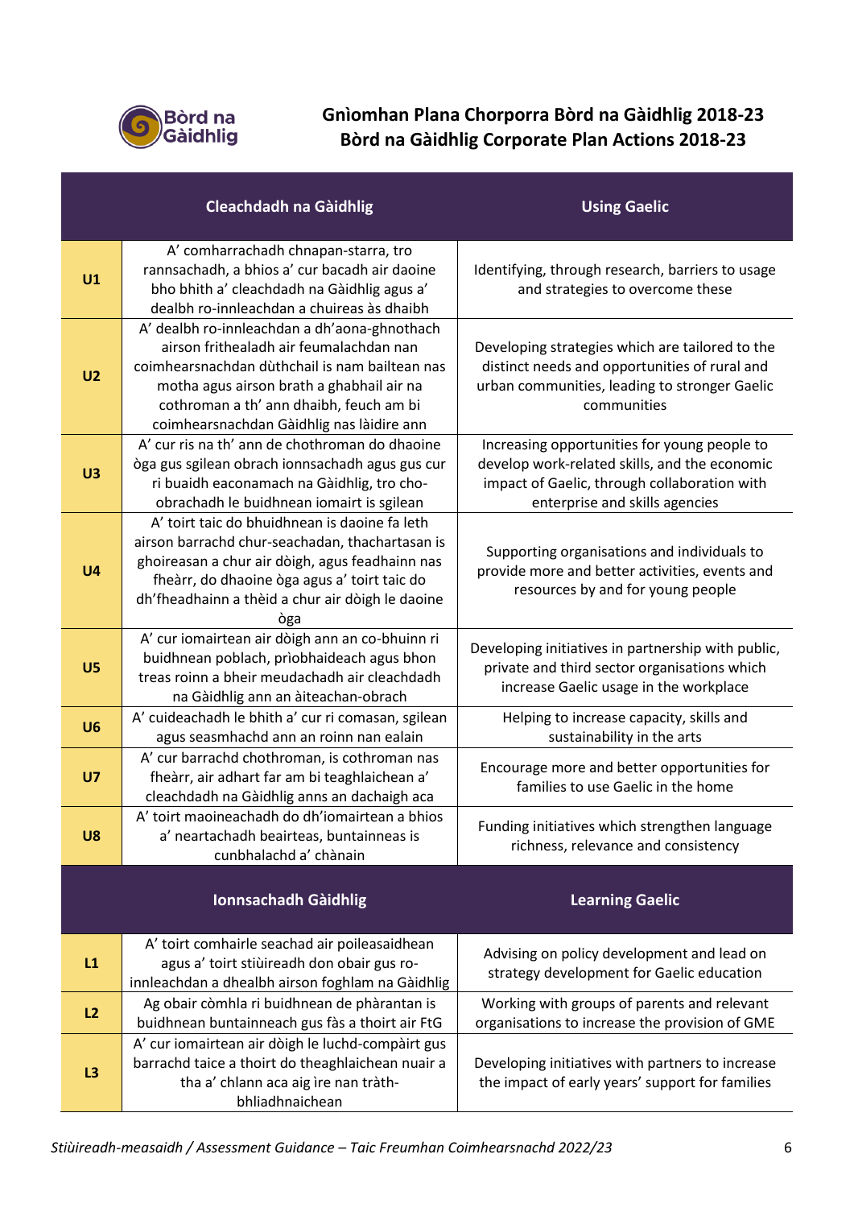# Gnìomhan Plana Chorporra Bòrd na Gàidhlig 2018-23
# Bòrd na Gàidhlig Corporate Plan Actions 2018-23

| | Cleachdadh na Gàidhlig | Using Gaelic |
|---|---|---|
| **U1** | A' comharrachadh chnapan-starra, tro rannsachadh, a bhios a' cur bacadh air daoine bho bhith a' cleachdadh na Gàidhlig agus a' dealbh ro-innleachdan a chuireas às dhaibh | Identifying, through research, barriers to usage and strategies to overcome these |
| **U2** | A' dealbh ro-innleachdan a dh'aona-ghnothach airson frithealadh air feumalachdan nan coimhearsnachdan dùthchail is nam bailtean nas motha agus airson brath a ghabhail air na cothroman a th' ann dhaibh, feuch am bi coimhearsnachdan Gàidhlig nas làidire ann | Developing strategies which are tailored to the distinct needs and opportunities of rural and urban communities, leading to stronger Gaelic communities |
| **U3** | A' cur ris na th' ann de chothroman do dhaoine òga gus sgilean obrach ionnsachadh agus gus cur ri buaidh eaconamach na Gàidhlig, tro cho-obrachadh le buidhnean iomairt is sgilean | Increasing opportunities for young people to develop work-related skills, and the economic impact of Gaelic, through collaboration with enterprise and skills agencies |
| **U4** | A' toirt taic do bhuidhnean is daoine fa leth airson barrachd chur-seachadan, thachartasan is ghoireasan a chur air dòigh, agus feadhainn nas fheàrr, do dhaoine òga agus a' toirt taic do dh'fheadhainn a thèid a chur air dòigh le daoine òga | Supporting organisations and individuals to provide more and better activities, events and resources by and for young people |
| **U5** | A' cur iomairtean air dòigh ann an co-bhuinn ri buidhnean poblach, prìobhaideach agus bhon treas roinn a bheir meudachadh air cleachdadh na Gàidhlig ann an àiteachan-obrach | Developing initiatives in partnership with public, private and third sector organisations which increase Gaelic usage in the workplace |
| **U6** | A' cuideachadh le bhith a' cur ri comasan, sgilean agus seasmhachd ann an roinn nan ealain | Helping to increase capacity, skills and sustainability in the arts |
| **U7** | A' cur barrachd chothroman, is cothroman nas fheàrr, air adhart far am bi teaghlaichean a' cleachdadh na Gàidhlig anns an dachaigh aca | Encourage more and better opportunities for families to use Gaelic in the home |
| **U8** | A' toirt maoineachadh do dh'iomairtean a bhios a' neartachadh beairteas, buntainneas is cunbhalachd a' chànain | Funding initiatives which strengthen language richness, relevance and consistency |
| | **Ionnsachadh Gàidhlig** | **Learning Gaelic** |
| **L1** | A' toirt comhairle seachad air poileasaidhean agus a' toirt stiùireadh don obair gus ro-innleachdan a dhealbh airson foghlam na Gàidhlig | Advising on policy development and lead on strategy development for Gaelic education |
| **L2** | Ag obair còmhla ri buidhnean de phàrantan is buidhnean buntainneach gus fàs a thoirt air FtG | Working with groups of parents and relevant organisations to increase the provision of GME |
| **L3** | A' cur iomairtean air dòigh le luchd-compàirt gus barrachd taice a thoirt do theaghlaichean nuair a tha a' chlann aca aig ìre nan tràth-bhliadhnaichean | Developing initiatives with partners to increase the impact of early years' support for families |

*Stiùireadh-measaidh / Assessment Guidance – Taic Freumhan Coimhearsnachd 2022/23*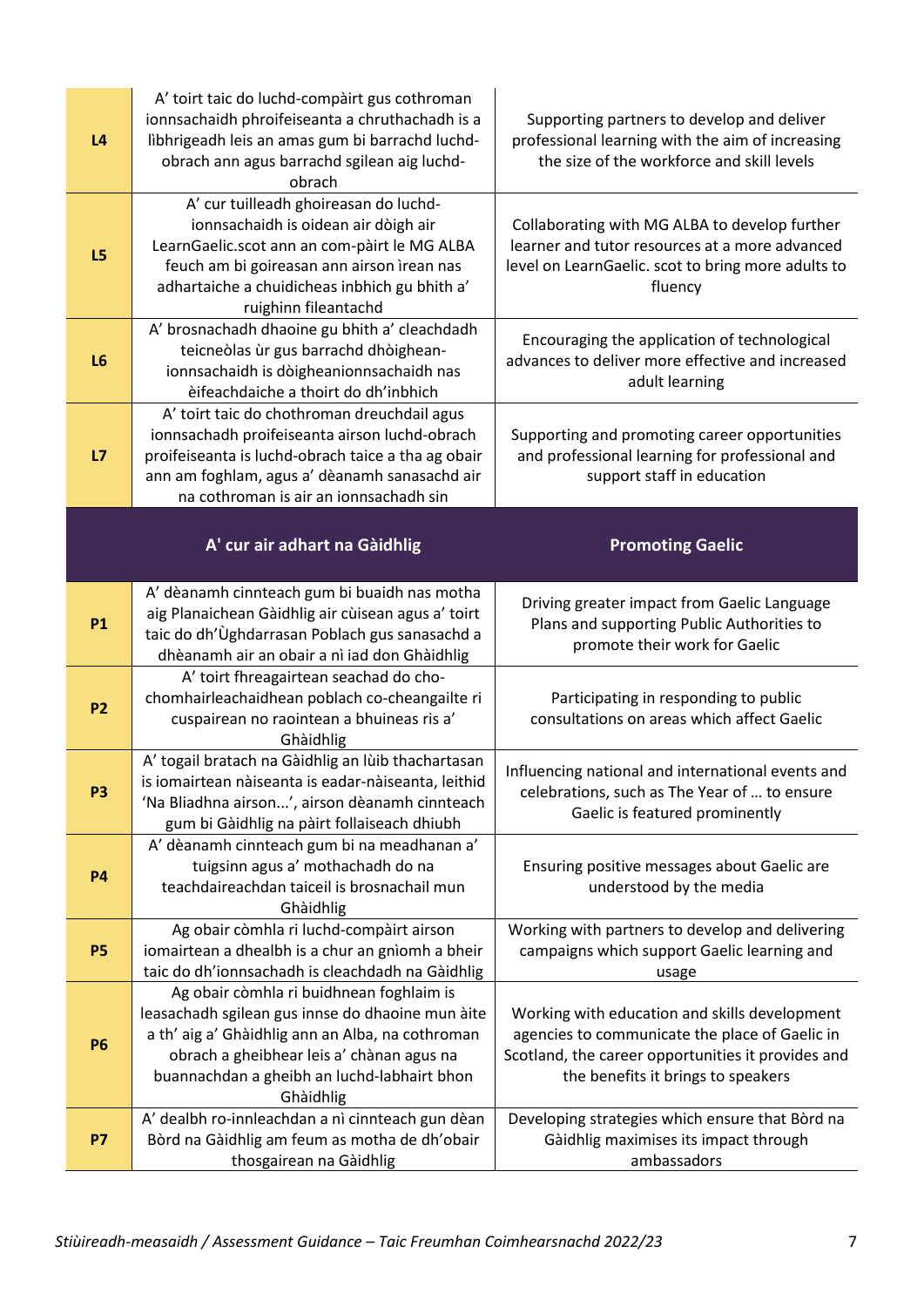| | | |
|---|---|---|
| **L4** | A' toirt taic do luchd-compàirt gus cothroman ionnsachaidh phroifeiseanta a chruthachadh is a lìbhrigeadh leis an amas gum bi barrachd luchd-obrach ann agus barrachd sgilean aig luchd-obrach | Supporting partners to develop and deliver professional learning with the aim of increasing the size of the workforce and skill levels |
| **L5** | A' cur tuilleadh ghoireasan do luchd-ionnsachaidh is oidean air dòigh air LearnGaelic.scot ann an com-pàirt le MG ALBA feuch am bi goireasan ann airson ìrean nas adhartaiche a chuidicheas inbhich gu bhith a' ruighinn fileantachd | Collaborating with MG ALBA to develop further learner and tutor resources at a more advanced level on LearnGaelic. scot to bring more adults to fluency |
| **L6** | A' brosnachadh dhaoine gu bhith a' cleachdadh teicneòlas ùr gus barrachd dhòighean-ionnsachaidh is dòigheanionnsachaidh nas èifeachdaiche a thoirt do dh'inbhich | Encouraging the application of technological advances to deliver more effective and increased adult learning |
| **L7** | A' toirt taic do chothroman dreuchdail agus ionnsachadh proifeiseanta airson luchd-obrach proifeiseanta is luchd-obrach taice a tha ag obair ann am foghlam, agus a' dèanamh sanasachd air na cothroman is air an ionnsachadh sin | Supporting and promoting career opportunities and professional learning for professional and support staff in education |
| | **A' cur air adhart na Gàidhlig** | **Promoting Gaelic** |
| **P1** | A' dèanamh cinnteach gum bi buaidh nas motha aig Planaichean Gàidhlig air cùisean agus a' toirt taic do dh'Ùghdarrasan Poblach gus sanasachd a dhèanamh air an obair a nì iad don Ghàidhlig | Driving greater impact from Gaelic Language Plans and supporting Public Authorities to promote their work for Gaelic |
| **P2** | A' toirt fhreagairtean seachad do cho-chomhairleachaidhean poblach co-cheangailte ri cuspairean no raointean a bhuineas ris a' Ghàidhlig | Participating in responding to public consultations on areas which affect Gaelic |
| **P3** | A' togail bratach na Gàidhlig an lùib thachartasan is iomairtean nàiseanta is eadar-nàiseanta, leithid 'Na Bliadhna airson...', airson dèanamh cinnteach gum bi Gàidhlig na pàirt follaiseach dhiubh | Influencing national and international events and celebrations, such as The Year of … to ensure Gaelic is featured prominently |
| **P4** | A' dèanamh cinnteach gum bi na meadhanan a' tuigsinn agus a' mothachadh do na teachdaireachdan taiceil is brosnachail mun Ghàidhlig | Ensuring positive messages about Gaelic are understood by the media |
| **P5** | Ag obair còmhla ri luchd-compàirt airson iomairtean a dhealbh is a chur an gnìomh a bheir taic do dh'ionnsachadh is cleachdadh na Gàidhlig | Working with partners to develop and delivering campaigns which support Gaelic learning and usage |
| **P6** | Ag obair còmhla ri buidhnean foghlaim is leasachadh sgilean gus innse do dhaoine mun àite a th' aig a' Ghàidhlig ann an Alba, na cothroman obrach a gheibhear leis a' chànan agus na buannachdan a gheibh an luchd-labhairt bhon Ghàidhlig | Working with education and skills development agencies to communicate the place of Gaelic in Scotland, the career opportunities it provides and the benefits it brings to speakers |
| **P7** | A' dealbh ro-innleachdan a nì cinnteach gun dèan Bòrd na Gàidhlig am feum as motha de dh'obair thosgairean na Gàidhlig | Developing strategies which ensure that Bòrd na Gàidhlig maximises its impact through ambassadors |